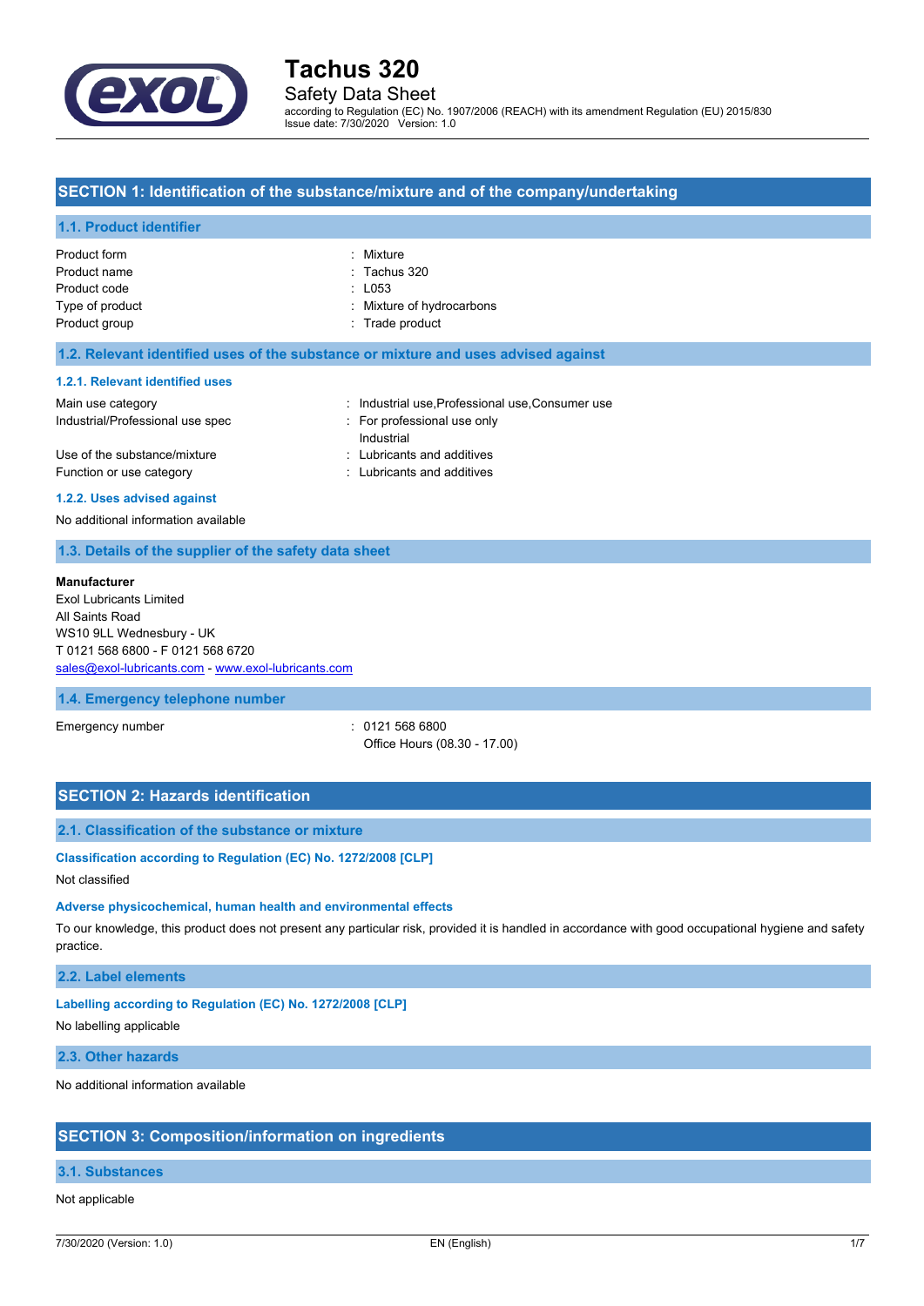# Tachus 320

Safety Data Sheet

according to Regulation (EC) No. 1907/2006 (REACH) with its amendment Regulation (EU) 2015/830
Issue date: 7/30/2020 Version: 1.0

## SECTION 1: Identification of the substance/mixture and of the company/undertaking

### 1.1. Product identifier

| | |
|---|---|
| Product form | : Mixture |
| Product name | : Tachus 320 |
| Product code | : L053 |
| Type of product | : Mixture of hydrocarbons |
| Product group | : Trade product |

### 1.2. Relevant identified uses of the substance or mixture and uses advised against

#### 1.2.1. Relevant identified uses

| | |
|---|---|
| Main use category | : Industrial use,Professional use,Consumer use |
| Industrial/Professional use spec | : For professional use only<br>Industrial |
| Use of the substance/mixture | : Lubricants and additives |
| Function or use category | : Lubricants and additives |

#### 1.2.2. Uses advised against

No additional information available

### 1.3. Details of the supplier of the safety data sheet

**Manufacturer**
Exol Lubricants Limited
All Saints Road
WS10 9LL Wednesbury - UK
T 0121 568 6800 - F 0121 568 6720
sales@exol-lubricants.com - www.exol-lubricants.com

### 1.4. Emergency telephone number

| | |
|---|---|
| Emergency number | : 0121 568 6800<br>Office Hours (08.30 - 17.00) |

## SECTION 2: Hazards identification

### 2.1. Classification of the substance or mixture

#### Classification according to Regulation (EC) No. 1272/2008 [CLP]

Not classified

#### Adverse physicochemical, human health and environmental effects

To our knowledge, this product does not present any particular risk, provided it is handled in accordance with good occupational hygiene and safety practice.

### 2.2. Label elements

#### Labelling according to Regulation (EC) No. 1272/2008 [CLP]

No labelling applicable

### 2.3. Other hazards

No additional information available

## SECTION 3: Composition/information on ingredients

### 3.1. Substances

Not applicable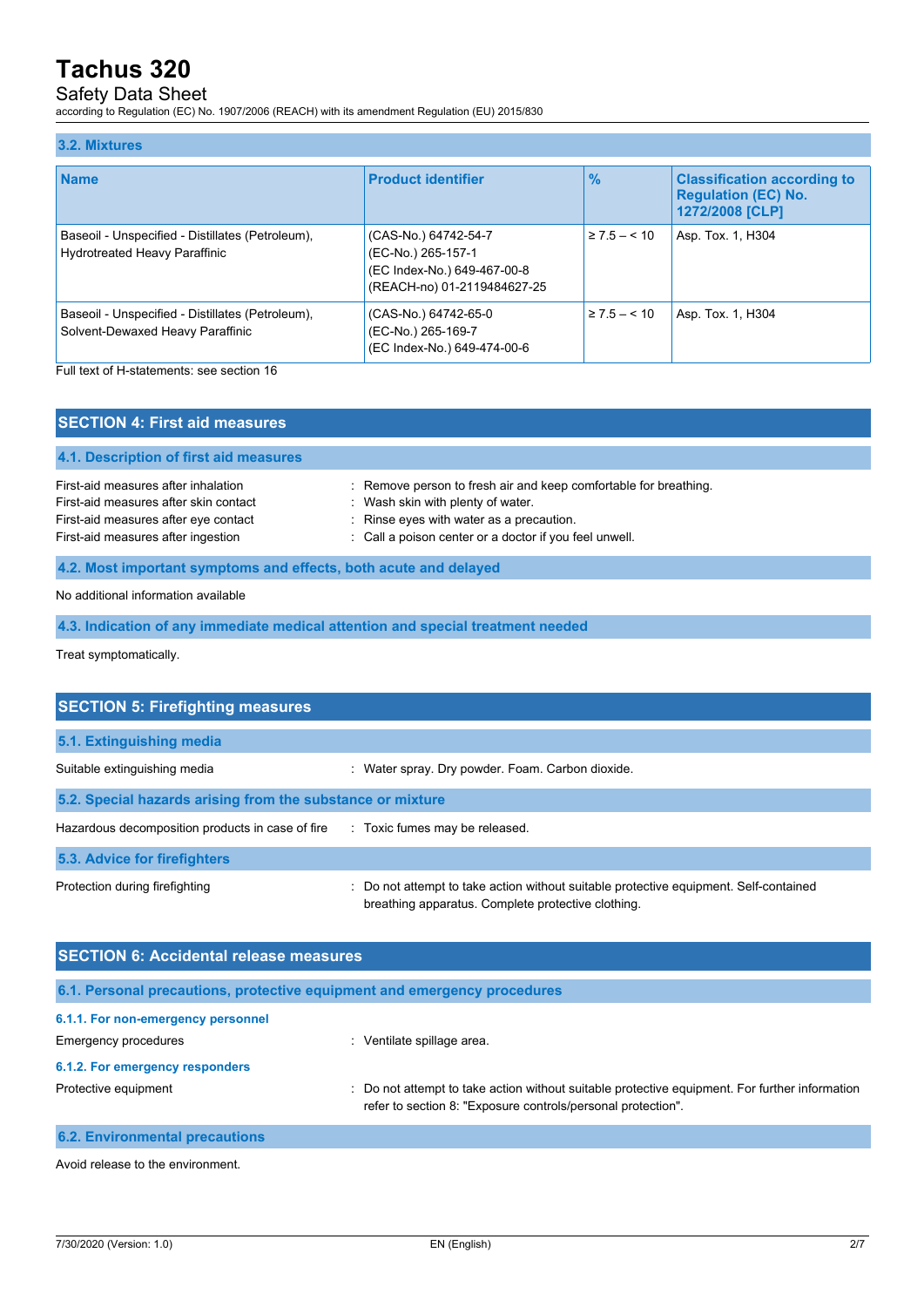### 3.2. Mixtures

| Name | Product identifier | % | Classification according to Regulation (EC) No. 1272/2008 [CLP] |
|---|---|---|---|
| Baseoil - Unspecified - Distillates (Petroleum), Hydrotreated Heavy Paraffinic | (CAS-No.) 64742-54-7<br>(EC-No.) 265-157-1<br>(EC Index-No.) 649-467-00-8<br>(REACH-no) 01-2119484627-25 | ≥ 7.5 – < 10 | Asp. Tox. 1, H304 |
| Baseoil - Unspecified - Distillates (Petroleum), Solvent-Dewaxed Heavy Paraffinic | (CAS-No.) 64742-65-0<br>(EC-No.) 265-169-7<br>(EC Index-No.) 649-474-00-6 | ≥ 7.5 – < 10 | Asp. Tox. 1, H304 |

Full text of H-statements: see section 16

## SECTION 4: First aid measures

### 4.1. Description of first aid measures

First-aid measures after inhalation : Remove person to fresh air and keep comfortable for breathing.
First-aid measures after skin contact : Wash skin with plenty of water.
First-aid measures after eye contact : Rinse eyes with water as a precaution.
First-aid measures after ingestion : Call a poison center or a doctor if you feel unwell.

### 4.2. Most important symptoms and effects, both acute and delayed

No additional information available

### 4.3. Indication of any immediate medical attention and special treatment needed

Treat symptomatically.

## SECTION 5: Firefighting measures

### 5.1. Extinguishing media

Suitable extinguishing media : Water spray. Dry powder. Foam. Carbon dioxide.

### 5.2. Special hazards arising from the substance or mixture

Hazardous decomposition products in case of fire : Toxic fumes may be released.

### 5.3. Advice for firefighters

Protection during firefighting : Do not attempt to take action without suitable protective equipment. Self-contained breathing apparatus. Complete protective clothing.

## SECTION 6: Accidental release measures

### 6.1. Personal precautions, protective equipment and emergency procedures

#### 6.1.1. For non-emergency personnel

Emergency procedures : Ventilate spillage area.

#### 6.1.2. For emergency responders

Protective equipment : Do not attempt to take action without suitable protective equipment. For further information refer to section 8: "Exposure controls/personal protection".

### 6.2. Environmental precautions

Avoid release to the environment.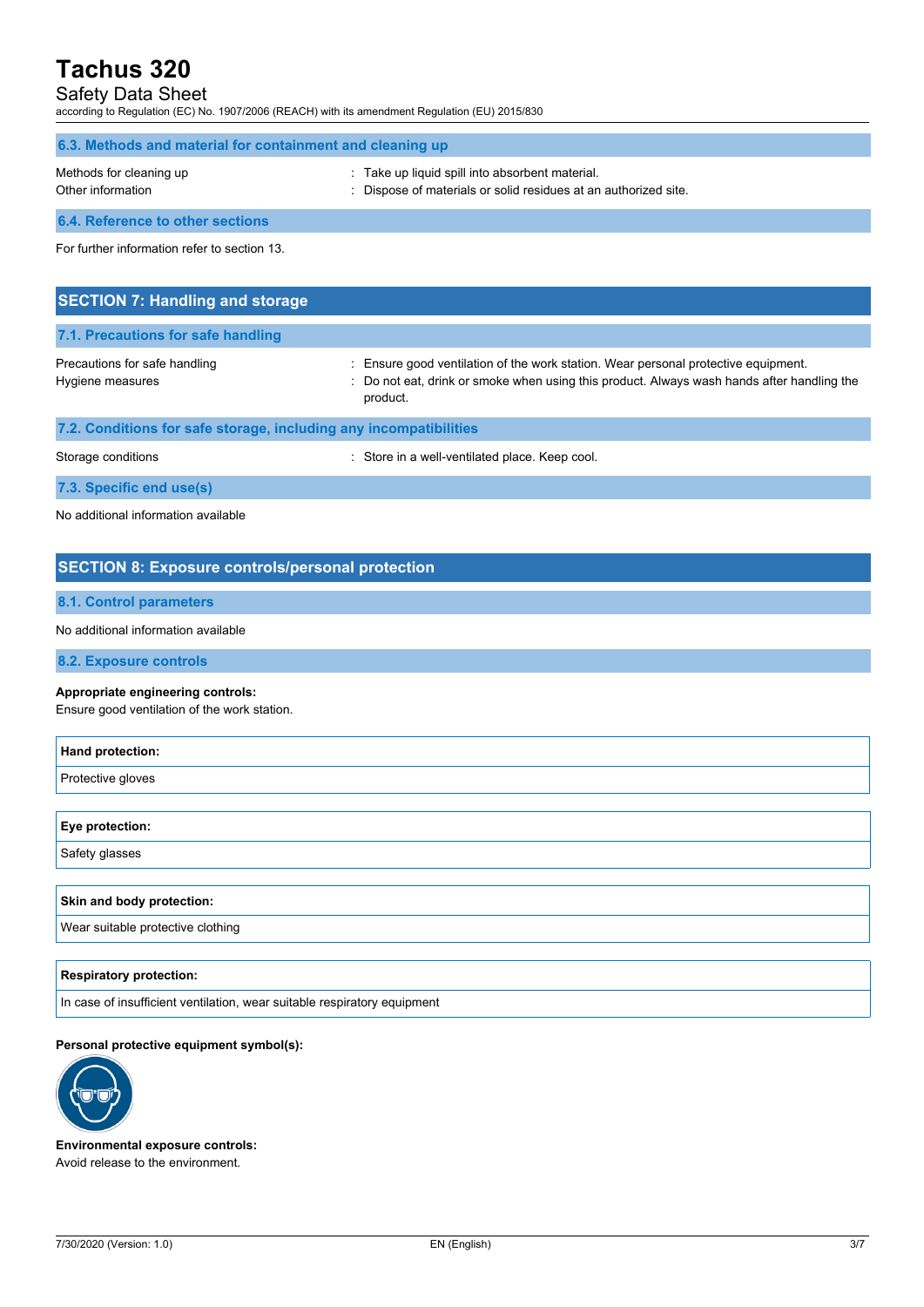### 6.3. Methods and material for containment and cleaning up

Methods for cleaning up : Take up liquid spill into absorbent material.

Other information : Dispose of materials or solid residues at an authorized site.

### 6.4. Reference to other sections

For further information refer to section 13.

## SECTION 7: Handling and storage

### 7.1. Precautions for safe handling

Precautions for safe handling : Ensure good ventilation of the work station. Wear personal protective equipment.

Hygiene measures : Do not eat, drink or smoke when using this product. Always wash hands after handling the product.

### 7.2. Conditions for safe storage, including any incompatibilities

Storage conditions : Store in a well-ventilated place. Keep cool.

### 7.3. Specific end use(s)

No additional information available

## SECTION 8: Exposure controls/personal protection

### 8.1. Control parameters

No additional information available

### 8.2. Exposure controls

**Appropriate engineering controls:**
Ensure good ventilation of the work station.

| Hand protection: |
|---|
| Protective gloves |

| Eye protection: |
|---|
| Safety glasses |

| Skin and body protection: |
|---|
| Wear suitable protective clothing |

| Respiratory protection: |
|---|
| In case of insufficient ventilation, wear suitable respiratory equipment |

**Personal protective equipment symbol(s):**

**Environmental exposure controls:**
Avoid release to the environment.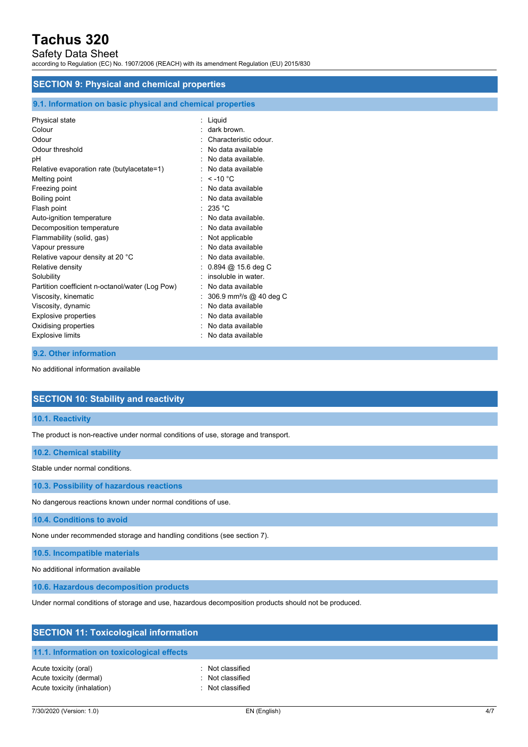## SECTION 9: Physical and chemical properties

### 9.1. Information on basic physical and chemical properties

| | |
|---|---|
| Physical state | : Liquid |
| Colour | : dark brown. |
| Odour | : Characteristic odour. |
| Odour threshold | : No data available |
| pH | : No data available. |
| Relative evaporation rate (butylacetate=1) | : No data available |
| Melting point | : < -10 °C |
| Freezing point | : No data available |
| Boiling point | : No data available |
| Flash point | : 235 °C |
| Auto-ignition temperature | : No data available. |
| Decomposition temperature | : No data available |
| Flammability (solid, gas) | : Not applicable |
| Vapour pressure | : No data available |
| Relative vapour density at 20 °C | : No data available. |
| Relative density | : 0.894 @ 15.6 deg C |
| Solubility | : insoluble in water. |
| Partition coefficient n-octanol/water (Log Pow) | : No data available |
| Viscosity, kinematic | : 306.9 mm²/s @ 40 deg C |
| Viscosity, dynamic | : No data available |
| Explosive properties | : No data available |
| Oxidising properties | : No data available |
| Explosive limits | : No data available |

### 9.2. Other information

No additional information available

## SECTION 10: Stability and reactivity

### 10.1. Reactivity

The product is non-reactive under normal conditions of use, storage and transport.

### 10.2. Chemical stability

Stable under normal conditions.

### 10.3. Possibility of hazardous reactions

No dangerous reactions known under normal conditions of use.

### 10.4. Conditions to avoid

None under recommended storage and handling conditions (see section 7).

### 10.5. Incompatible materials

No additional information available

### 10.6. Hazardous decomposition products

Under normal conditions of storage and use, hazardous decomposition products should not be produced.

## SECTION 11: Toxicological information

### 11.1. Information on toxicological effects

| | |
|---|---|
| Acute toxicity (oral) | : Not classified |
| Acute toxicity (dermal) | : Not classified |
| Acute toxicity (inhalation) | : Not classified |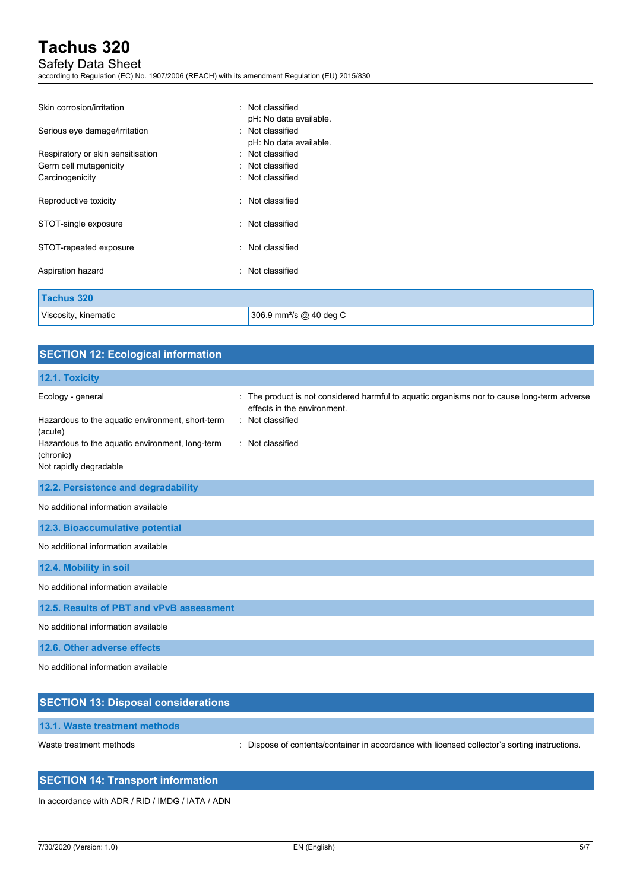Skin corrosion/irritation : Not classified
pH: No data available.

Serious eye damage/irritation : Not classified
pH: No data available.

Respiratory or skin sensitisation : Not classified

Germ cell mutagenicity : Not classified

Carcinogenicity : Not classified

Reproductive toxicity : Not classified

STOT-single exposure : Not classified

STOT-repeated exposure : Not classified

Aspiration hazard : Not classified

| Tachus 320 | |
|---|---|
| Viscosity, kinematic | 306.9 $mm^2/s$ @ 40 deg C |

## SECTION 12: Ecological information

### 12.1. Toxicity

Ecology - general : The product is not considered harmful to aquatic organisms nor to cause long-term adverse effects in the environment.

Hazardous to the aquatic environment, short-term (acute) : Not classified

Hazardous to the aquatic environment, long-term (chronic) : Not classified

Not rapidly degradable

### 12.2. Persistence and degradability

No additional information available

### 12.3. Bioaccumulative potential

No additional information available

### 12.4. Mobility in soil

No additional information available

### 12.5. Results of PBT and vPvB assessment

No additional information available

### 12.6. Other adverse effects

No additional information available

## SECTION 13: Disposal considerations

### 13.1. Waste treatment methods

Waste treatment methods : Dispose of contents/container in accordance with licensed collector's sorting instructions.

## SECTION 14: Transport information

In accordance with ADR / RID / IMDG / IATA / ADN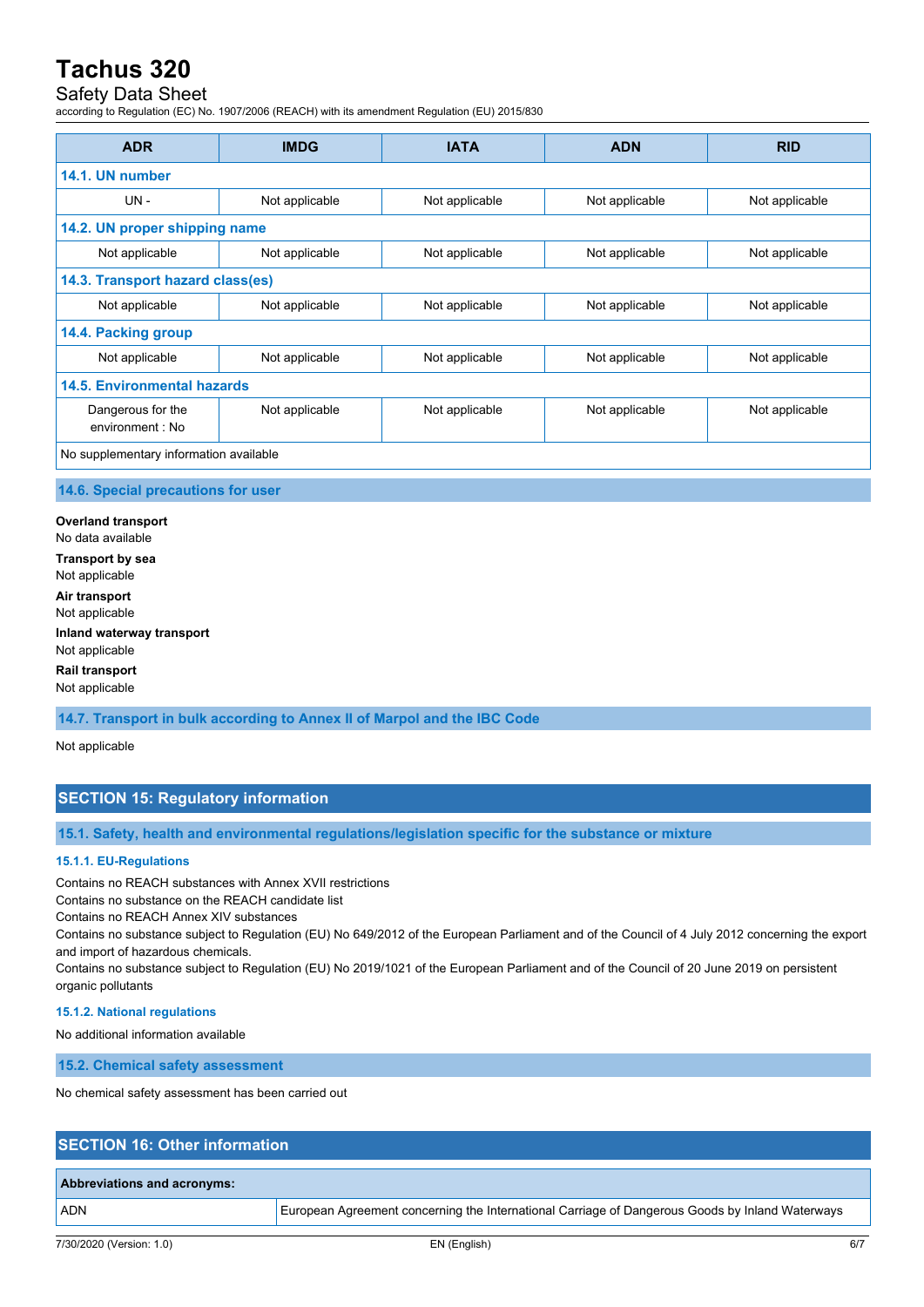| ADR | IMDG | IATA | ADN | RID |
|---|---|---|---|---|
| **14.1. UN number** | | | | |
| UN - | Not applicable | Not applicable | Not applicable | Not applicable |
| **14.2. UN proper shipping name** | | | | |
| Not applicable | Not applicable | Not applicable | Not applicable | Not applicable |
| **14.3. Transport hazard class(es)** | | | | |
| Not applicable | Not applicable | Not applicable | Not applicable | Not applicable |
| **14.4. Packing group** | | | | |
| Not applicable | Not applicable | Not applicable | Not applicable | Not applicable |
| **14.5. Environmental hazards** | | | | |
| Dangerous for the environment : No | Not applicable | Not applicable | Not applicable | Not applicable |
| No supplementary information available | | | | |

### 14.6. Special precautions for user

**Overland transport**
No data available

**Transport by sea**
Not applicable

**Air transport**
Not applicable

**Inland waterway transport**
Not applicable

**Rail transport**
Not applicable

### 14.7. Transport in bulk according to Annex II of Marpol and the IBC Code

Not applicable

## SECTION 15: Regulatory information

### 15.1. Safety, health and environmental regulations/legislation specific for the substance or mixture

#### 15.1.1. EU-Regulations

Contains no REACH substances with Annex XVII restrictions
Contains no substance on the REACH candidate list
Contains no REACH Annex XIV substances
Contains no substance subject to Regulation (EU) No 649/2012 of the European Parliament and of the Council of 4 July 2012 concerning the export and import of hazardous chemicals.
Contains no substance subject to Regulation (EU) No 2019/1021 of the European Parliament and of the Council of 20 June 2019 on persistent organic pollutants

#### 15.1.2. National regulations

No additional information available

### 15.2. Chemical safety assessment

No chemical safety assessment has been carried out

## SECTION 16: Other information

| Abbreviations and acronyms: | |
|---|---|
| ADN | European Agreement concerning the International Carriage of Dangerous Goods by Inland Waterways |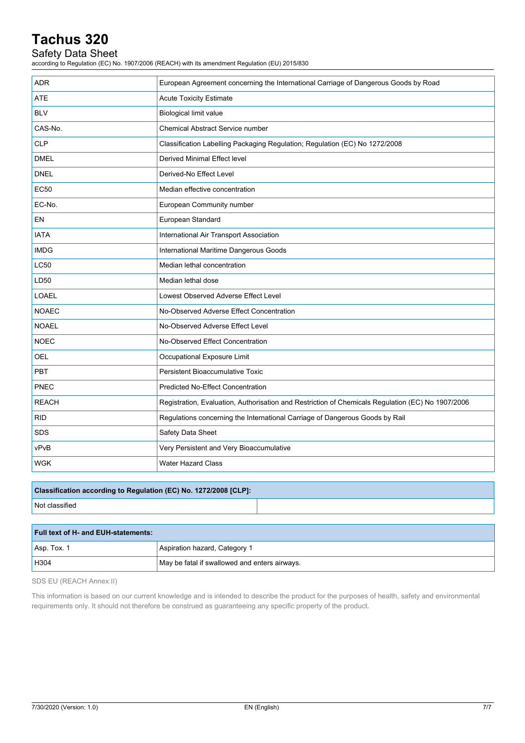| | |
|---|---|
| ADR | European Agreement concerning the International Carriage of Dangerous Goods by Road |
| ATE | Acute Toxicity Estimate |
| BLV | Biological limit value |
| CAS-No. | Chemical Abstract Service number |
| CLP | Classification Labelling Packaging Regulation; Regulation (EC) No 1272/2008 |
| DMEL | Derived Minimal Effect level |
| DNEL | Derived-No Effect Level |
| EC50 | Median effective concentration |
| EC-No. | European Community number |
| EN | European Standard |
| IATA | International Air Transport Association |
| IMDG | International Maritime Dangerous Goods |
| LC50 | Median lethal concentration |
| LD50 | Median lethal dose |
| LOAEL | Lowest Observed Adverse Effect Level |
| NOAEC | No-Observed Adverse Effect Concentration |
| NOAEL | No-Observed Adverse Effect Level |
| NOEC | No-Observed Effect Concentration |
| OEL | Occupational Exposure Limit |
| PBT | Persistent Bioaccumulative Toxic |
| PNEC | Predicted No-Effect Concentration |
| REACH | Registration, Evaluation, Authorisation and Restriction of Chemicals Regulation (EC) No 1907/2006 |
| RID | Regulations concerning the International Carriage of Dangerous Goods by Rail |
| SDS | Safety Data Sheet |
| vPvB | Very Persistent and Very Bioaccumulative |
| WGK | Water Hazard Class |

| Classification according to Regulation (EC) No. 1272/2008 [CLP]: | |
|---|---|
| Not classified | |

| Full text of H- and EUH-statements: | |
|---|---|
| Asp. Tox. 1 | Aspiration hazard, Category 1 |
| H304 | May be fatal if swallowed and enters airways. |

SDS EU (REACH Annex II)

This information is based on our current knowledge and is intended to describe the product for the purposes of health, safety and environmental requirements only. It should not therefore be construed as guaranteeing any specific property of the product.